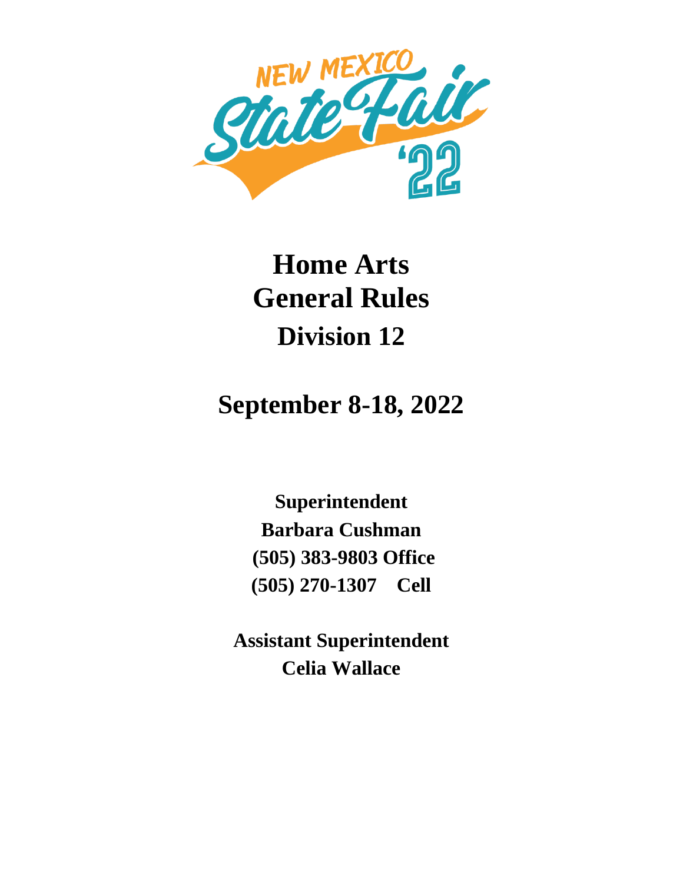# Home Arts
# General Rules
## Division 12

## September 8-18, 2022

**Superintendent**
**Barbara Cushman**
**(505) 383-9803 Office**
**(505) 270-1307 Cell**

**Assistant Superintendent**
**Celia Wallace**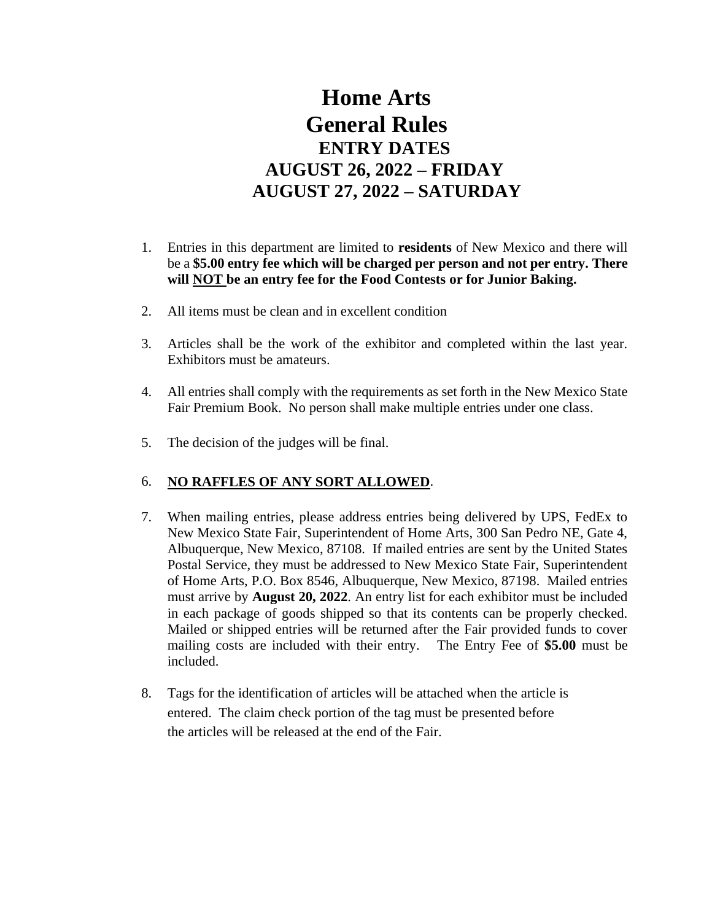# Home Arts
# General Rules

## ENTRY DATES
## AUGUST 26, 2022 – FRIDAY
## AUGUST 27, 2022 – SATURDAY

1. Entries in this department are limited to **residents** of New Mexico and there will be a **$5.00 entry fee which will be charged per person and not per entry. There will <u>NOT</u> be an entry fee for the Food Contests or for Junior Baking.**

2. All items must be clean and in excellent condition

3. Articles shall be the work of the exhibitor and completed within the last year. Exhibitors must be amateurs.

4. All entries shall comply with the requirements as set forth in the New Mexico State Fair Premium Book. No person shall make multiple entries under one class.

5. The decision of the judges will be final.

6. **<u>NO RAFFLES OF ANY SORT ALLOWED</u>**.

7. When mailing entries, please address entries being delivered by UPS, FedEx to New Mexico State Fair, Superintendent of Home Arts, 300 San Pedro NE, Gate 4, Albuquerque, New Mexico, 87108. If mailed entries are sent by the United States Postal Service, they must be addressed to New Mexico State Fair, Superintendent of Home Arts, P.O. Box 8546, Albuquerque, New Mexico, 87198. Mailed entries must arrive by **August 20, 2022**. An entry list for each exhibitor must be included in each package of goods shipped so that its contents can be properly checked. Mailed or shipped entries will be returned after the Fair provided funds to cover mailing costs are included with their entry. The Entry Fee of **$5.00** must be included.

8. Tags for the identification of articles will be attached when the article is entered. The claim check portion of the tag must be presented before the articles will be released at the end of the Fair.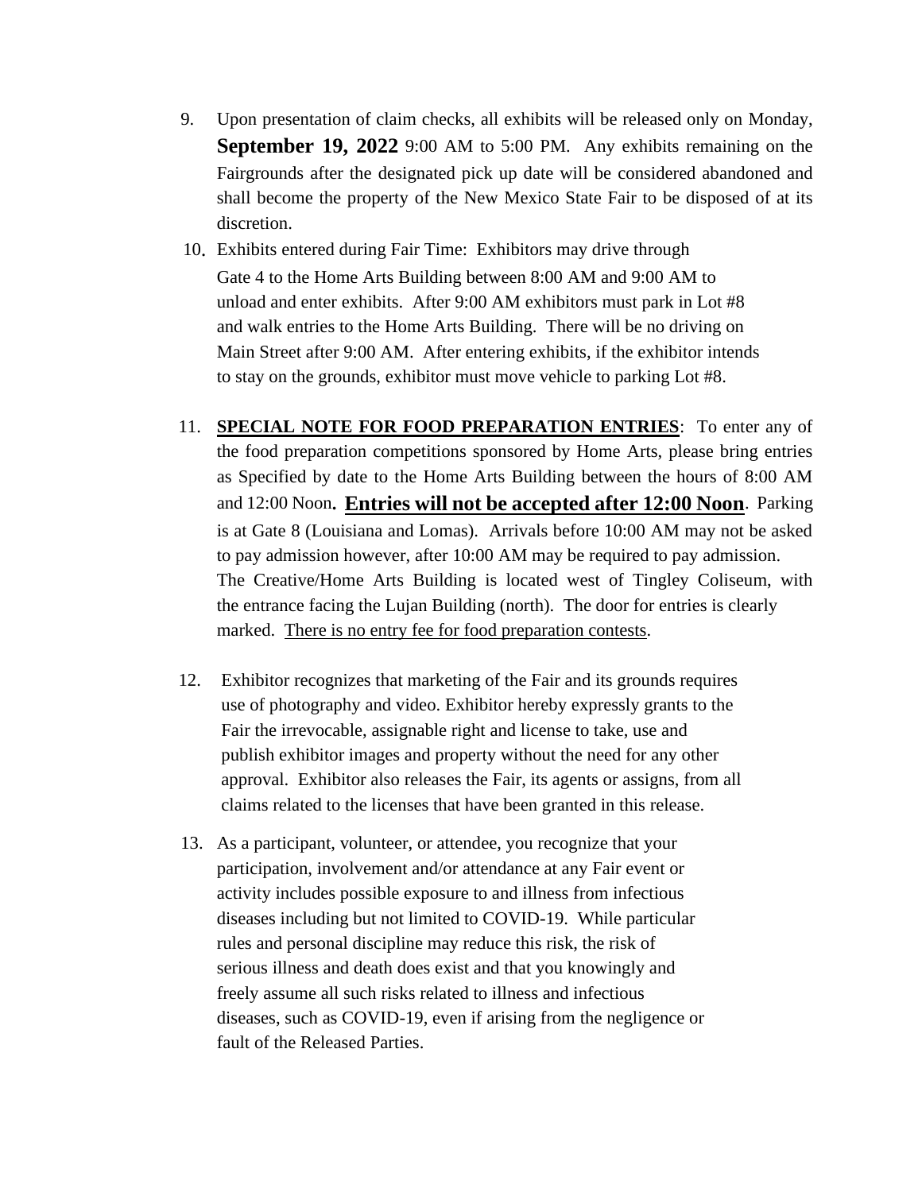9. Upon presentation of claim checks, all exhibits will be released only on Monday, **September 19, 2022** 9:00 AM to 5:00 PM. Any exhibits remaining on the Fairgrounds after the designated pick up date will be considered abandoned and shall become the property of the New Mexico State Fair to be disposed of at its discretion.

10. Exhibits entered during Fair Time: Exhibitors may drive through Gate 4 to the Home Arts Building between 8:00 AM and 9:00 AM to unload and enter exhibits. After 9:00 AM exhibitors must park in Lot #8 and walk entries to the Home Arts Building. There will be no driving on Main Street after 9:00 AM. After entering exhibits, if the exhibitor intends to stay on the grounds, exhibitor must move vehicle to parking Lot #8.

11. **<u>SPECIAL NOTE FOR FOOD PREPARATION ENTRIES</u>**: To enter any of the food preparation competitions sponsored by Home Arts, please bring entries as Specified by date to the Home Arts Building between the hours of 8:00 AM and 12:00 Noon. **<u>Entries will not be accepted after 12:00 Noon</u>**. Parking is at Gate 8 (Louisiana and Lomas). Arrivals before 10:00 AM may not be asked to pay admission however, after 10:00 AM may be required to pay admission. The Creative/Home Arts Building is located west of Tingley Coliseum, with the entrance facing the Lujan Building (north). The door for entries is clearly marked. <u>There is no entry fee for food preparation contests</u>.

12. Exhibitor recognizes that marketing of the Fair and its grounds requires use of photography and video. Exhibitor hereby expressly grants to the Fair the irrevocable, assignable right and license to take, use and publish exhibitor images and property without the need for any other approval. Exhibitor also releases the Fair, its agents or assigns, from all claims related to the licenses that have been granted in this release.

13. As a participant, volunteer, or attendee, you recognize that your participation, involvement and/or attendance at any Fair event or activity includes possible exposure to and illness from infectious diseases including but not limited to COVID-19. While particular rules and personal discipline may reduce this risk, the risk of serious illness and death does exist and that you knowingly and freely assume all such risks related to illness and infectious diseases, such as COVID-19, even if arising from the negligence or fault of the Released Parties.